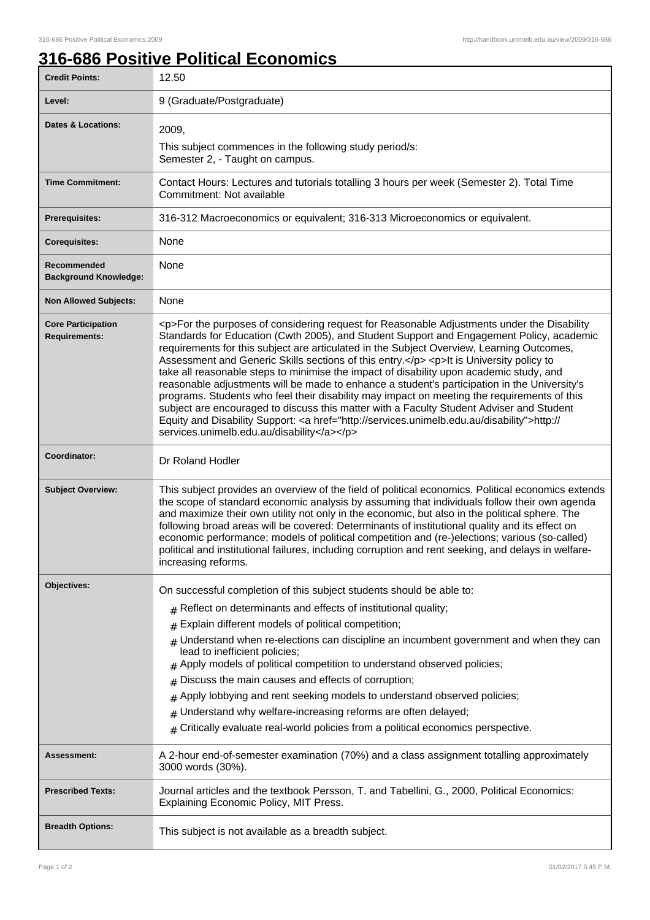# 316-686 Positive Political Economics

| | |
|---|---|
| **Credit Points:** | 12.50 |
| **Level:** | 9 (Graduate/Postgraduate) |
| **Dates & Locations:** | 2009,<br>This subject commences in the following study period/s:<br>Semester 2, - Taught on campus. |
| **Time Commitment:** | Contact Hours: Lectures and tutorials totalling 3 hours per week (Semester 2). Total Time Commitment: Not available |
| **Prerequisites:** | 316-312 Macroeconomics or equivalent; 316-313 Microeconomics or equivalent. |
| **Corequisites:** | None |
| **Recommended Background Knowledge:** | None |
| **Non Allowed Subjects:** | None |
| **Core Participation Requirements:** | <p>For the purposes of considering request for Reasonable Adjustments under the Disability Standards for Education (Cwth 2005), and Student Support and Engagement Policy, academic requirements for this subject are articulated in the Subject Overview, Learning Outcomes, Assessment and Generic Skills sections of this entry.</p> <p>It is University policy to take all reasonable steps to minimise the impact of disability upon academic study, and reasonable adjustments will be made to enhance a student's participation in the University's programs. Students who feel their disability may impact on meeting the requirements of this subject are encouraged to discuss this matter with a Faculty Student Adviser and Student Equity and Disability Support: <a href="http://services.unimelb.edu.au/disability">http://services.unimelb.edu.au/disability</a></p> |
| **Coordinator:** | Dr Roland Hodler |
| **Subject Overview:** | This subject provides an overview of the field of political economics. Political economics extends the scope of standard economic analysis by assuming that individuals follow their own agenda and maximize their own utility not only in the economic, but also in the political sphere. The following broad areas will be covered: Determinants of institutional quality and its effect on economic performance; models of political competition and (re-)elections; various (so-called) political and institutional failures, including corruption and rent seeking, and delays in welfare-increasing reforms. |
| **Objectives:** | On successful completion of this subject students should be able to:<br># Reflect on determinants and effects of institutional quality;<br># Explain different models of political competition;<br># Understand when re-elections can discipline an incumbent government and when they can lead to inefficient policies;<br># Apply models of political competition to understand observed policies;<br># Discuss the main causes and effects of corruption;<br># Apply lobbying and rent seeking models to understand observed policies;<br># Understand why welfare-increasing reforms are often delayed;<br># Critically evaluate real-world policies from a political economics perspective. |
| **Assessment:** | A 2-hour end-of-semester examination (70%) and a class assignment totalling approximately 3000 words (30%). |
| **Prescribed Texts:** | Journal articles and the textbook Persson, T. and Tabellini, G., 2000, Political Economics: Explaining Economic Policy, MIT Press. |
| **Breadth Options:** | This subject is not available as a breadth subject. |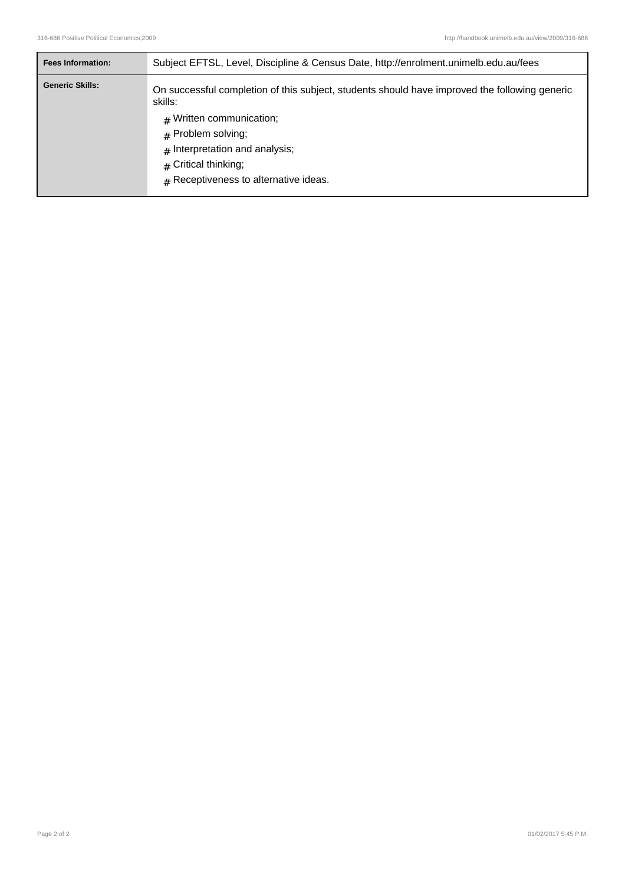| | |
|---|---|
| **Fees Information:** | Subject EFTSL, Level, Discipline & Census Date, http://enrolment.unimelb.edu.au/fees |
| **Generic Skills:** | On successful completion of this subject, students should have improved the following generic skills:<br># Written communication;<br># Problem solving;<br># Interpretation and analysis;<br># Critical thinking;<br># Receptiveness to alternative ideas. |